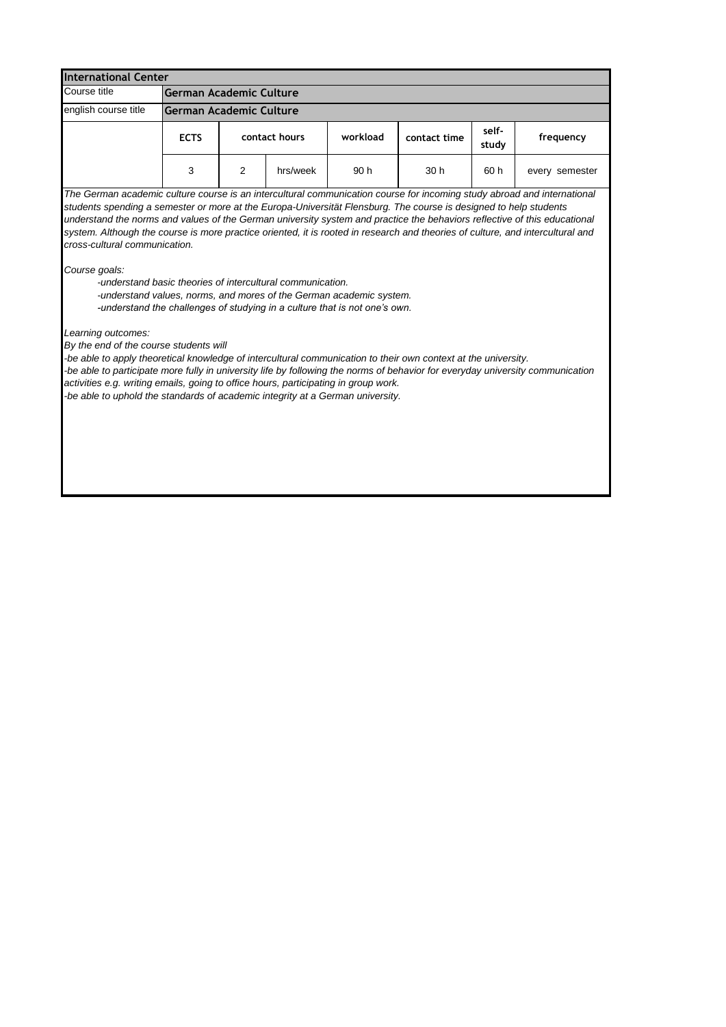| International Center | | | | | | | |
|---|---|---|---|---|---|---|---|
| Course title | **German Academic Culture** | | | | | | |
| english course title | **German Academic Culture** | | | | | | |
| | **ECTS** | **contact hours** | | **workload** | **contact time** | **self-study** | **frequency** |
| | 3 | 2 | hrs/week | 90 h | 30 h | 60 h | every semester |

*The German academic culture course is an intercultural communication course for incoming study abroad and international students spending a semester or more at the Europa-Universität Flensburg. The course is designed to help students understand the norms and values of the German university system and practice the behaviors reflective of this educational system. Although the course is more practice oriented, it is rooted in research and theories of culture, and intercultural and cross-cultural communication.*

*Course goals:*

*-understand basic theories of intercultural communication.*
*-understand values, norms, and mores of the German academic system.*
*-understand the challenges of studying in a culture that is not one's own.*

*Learning outcomes:*

*By the end of the course students will*
*-be able to apply theoretical knowledge of intercultural communication to their own context at the university.*
*-be able to participate more fully in university life by following the norms of behavior for everyday university communication activities e.g. writing emails, going to office hours, participating in group work.*
*-be able to uphold the standards of academic integrity at a German university.*